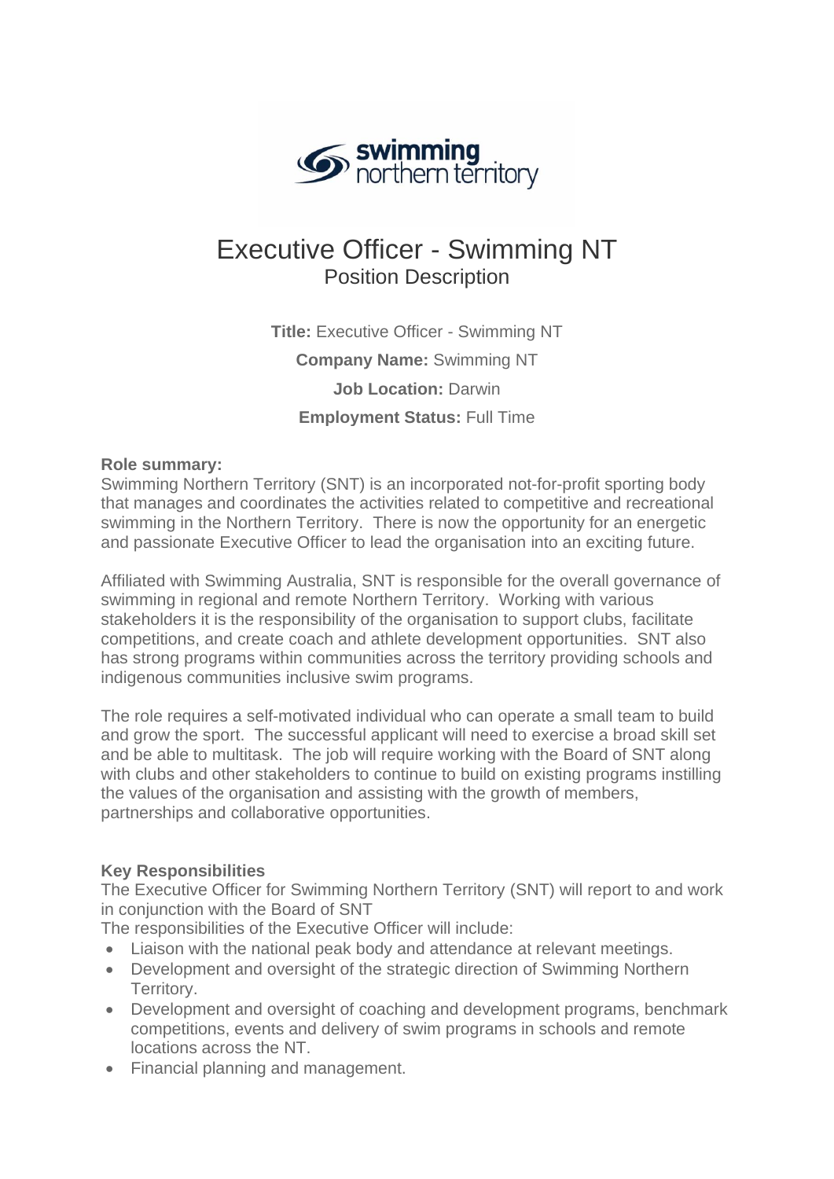# Executive Officer - Swimming NT

## Position Description

**Title:** Executive Officer - Swimming NT

**Company Name:** Swimming NT

**Job Location:** Darwin

**Employment Status:** Full Time

**Role summary:**
Swimming Northern Territory (SNT) is an incorporated not-for-profit sporting body that manages and coordinates the activities related to competitive and recreational swimming in the Northern Territory. There is now the opportunity for an energetic and passionate Executive Officer to lead the organisation into an exciting future.

Affiliated with Swimming Australia, SNT is responsible for the overall governance of swimming in regional and remote Northern Territory. Working with various stakeholders it is the responsibility of the organisation to support clubs, facilitate competitions, and create coach and athlete development opportunities. SNT also has strong programs within communities across the territory providing schools and indigenous communities inclusive swim programs.

The role requires a self-motivated individual who can operate a small team to build and grow the sport. The successful applicant will need to exercise a broad skill set and be able to multitask. The job will require working with the Board of SNT along with clubs and other stakeholders to continue to build on existing programs instilling the values of the organisation and assisting with the growth of members, partnerships and collaborative opportunities.

**Key Responsibilities**
The Executive Officer for Swimming Northern Territory (SNT) will report to and work in conjunction with the Board of SNT
The responsibilities of the Executive Officer will include:

- Liaison with the national peak body and attendance at relevant meetings.
- Development and oversight of the strategic direction of Swimming Northern Territory.
- Development and oversight of coaching and development programs, benchmark competitions, events and delivery of swim programs in schools and remote locations across the NT.
- Financial planning and management.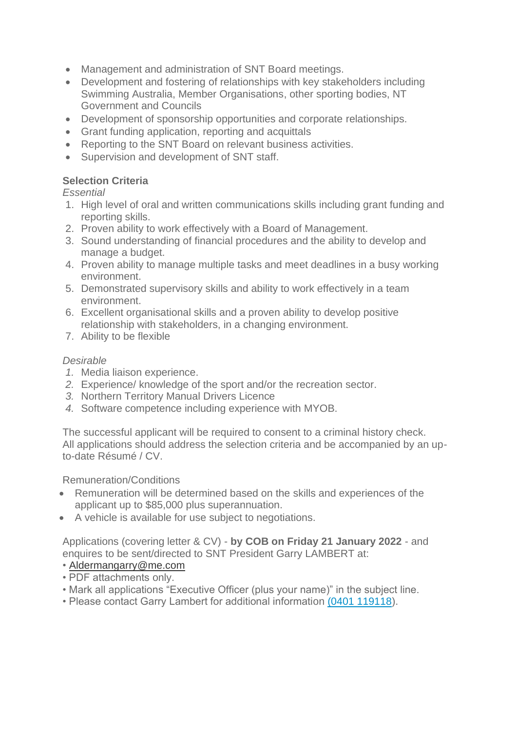- Management and administration of SNT Board meetings.
- Development and fostering of relationships with key stakeholders including Swimming Australia, Member Organisations, other sporting bodies, NT Government and Councils
- Development of sponsorship opportunities and corporate relationships.
- Grant funding application, reporting and acquittals
- Reporting to the SNT Board on relevant business activities.
- Supervision and development of SNT staff.

**Selection Criteria**

*Essential*

1. High level of oral and written communications skills including grant funding and reporting skills.
2. Proven ability to work effectively with a Board of Management.
3. Sound understanding of financial procedures and the ability to develop and manage a budget.
4. Proven ability to manage multiple tasks and meet deadlines in a busy working environment.
5. Demonstrated supervisory skills and ability to work effectively in a team environment.
6. Excellent organisational skills and a proven ability to develop positive relationship with stakeholders, in a changing environment.
7. Ability to be flexible

*Desirable*

1. Media liaison experience.
2. Experience/ knowledge of the sport and/or the recreation sector.
3. Northern Territory Manual Drivers Licence
4. Software competence including experience with MYOB.

The successful applicant will be required to consent to a criminal history check.
All applications should address the selection criteria and be accompanied by an up-to-date Résumé / CV.

Remuneration/Conditions

- Remuneration will be determined based on the skills and experiences of the applicant up to $85,000 plus superannuation.
- A vehicle is available for use subject to negotiations.

Applications (covering letter & CV) - **by COB on Friday 21 January 2022** - and enquires to be sent/directed to SNT President Garry LAMBERT at:

• Aldermangarry@me.com
• PDF attachments only.
• Mark all applications "Executive Officer (plus your name)" in the subject line.
• Please contact Garry Lambert for additional information (0401 119118).